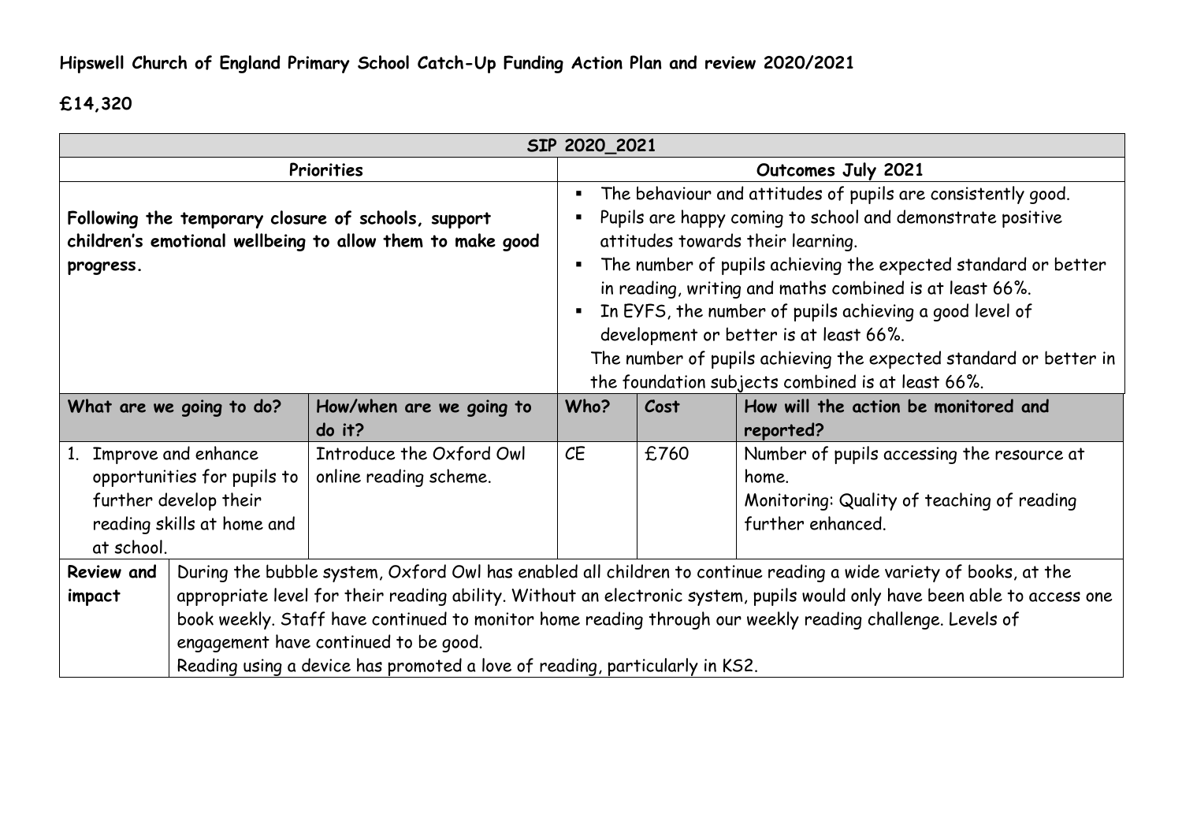**Hipswell Church of England Primary School Catch-Up Funding Action Plan and review 2020/2021**

**£14,320**

| SIP 2020_2021 | | | | | |
|---|---|---|---|---|---|
| **Priorities** | | | **Outcomes July 2021** | | |
| **Following the temporary closure of schools, support children's emotional wellbeing to allow them to make good progress.** | | | ▪ The behaviour and attitudes of pupils are consistently good.<br>▪ Pupils are happy coming to school and demonstrate positive attitudes towards their learning.<br>▪ The number of pupils achieving the expected standard or better in reading, writing and maths combined is at least 66%.<br>▪ In EYFS, the number of pupils achieving a good level of development or better is at least 66%.<br>The number of pupils achieving the expected standard or better in the foundation subjects combined is at least 66%. | | |
| **What are we going to do?** | | **How/when are we going to do it?** | **Who?** | **Cost** | **How will the action be monitored and reported?** |
| 1. Improve and enhance opportunities for pupils to further develop their reading skills at home and at school. | | Introduce the Oxford Owl online reading scheme. | CE | £760 | Number of pupils accessing the resource at home.<br>Monitoring: Quality of teaching of reading further enhanced. |
| **Review and impact** | During the bubble system, Oxford Owl has enabled all children to continue reading a wide variety of books, at the appropriate level for their reading ability. Without an electronic system, pupils would only have been able to access one book weekly. Staff have continued to monitor home reading through our weekly reading challenge. Levels of engagement have continued to be good.<br>Reading using a device has promoted a love of reading, particularly in KS2. | | | | |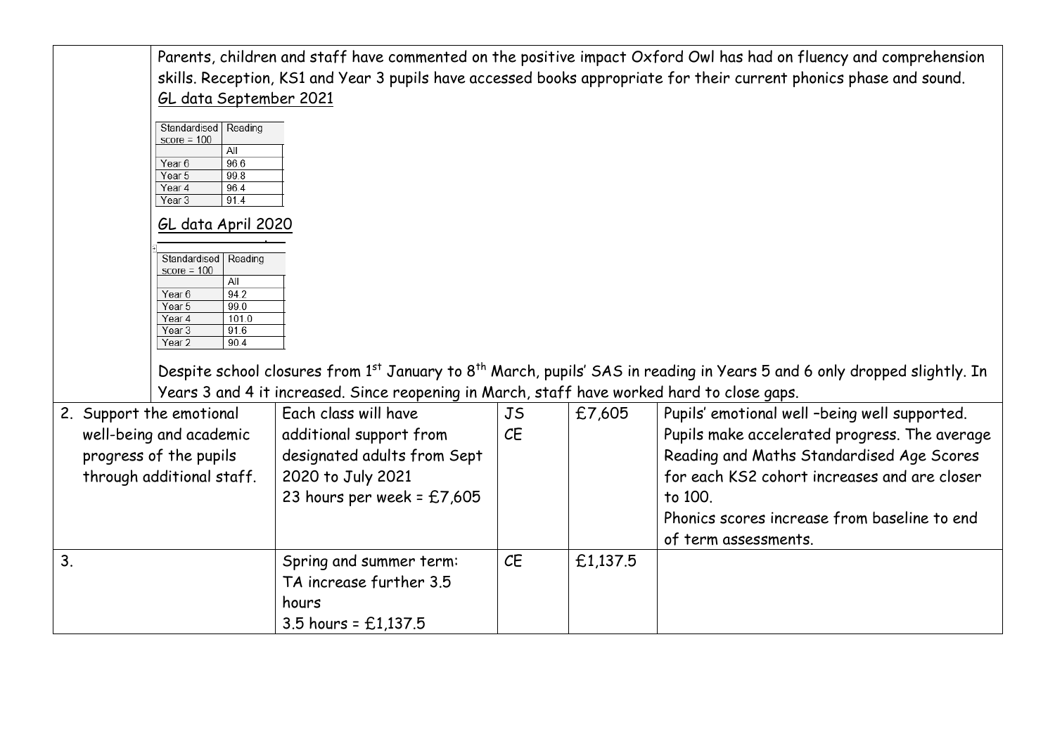Parents, children and staff have commented on the positive impact Oxford Owl has had on fluency and comprehension skills. Reception, KS1 and Year 3 pupils have accessed books appropriate for their current phonics phase and sound.

GL data September 2021

| Standardised score = 100 | Reading |
|---|---|
| | All |
| Year 6 | 96.6 |
| Year 5 | 99.8 |
| Year 4 | 96.4 |
| Year 3 | 91.4 |

GL data April 2020

| Standardised score = 100 | Reading |
|---|---|
| | All |
| Year 6 | 94.2 |
| Year 5 | 99.0 |
| Year 4 | 101.0 |
| Year 3 | 91.6 |
| Year 2 | 90.4 |

Despite school closures from 1st January to 8th March, pupils' SAS in reading in Years 5 and 6 only dropped slightly. In Years 3 and 4 it increased. Since reopening in March, staff have worked hard to close gaps.

| | | | | |
|---|---|---|---|---|
| 2. Support the emotional well-being and academic progress of the pupils through additional staff. | Each class will have additional support from designated adults from Sept 2020 to July 2021<br>23 hours per week = £7,605 | JS<br>CE | £7,605 | Pupils' emotional well –being well supported.<br>Pupils make accelerated progress. The average Reading and Maths Standardised Age Scores for each KS2 cohort increases and are closer to 100.<br>Phonics scores increase from baseline to end of term assessments. |
| 3. | Spring and summer term:<br>TA increase further 3.5 hours<br>3.5 hours = £1,137.5 | CE | £1,137.5 | |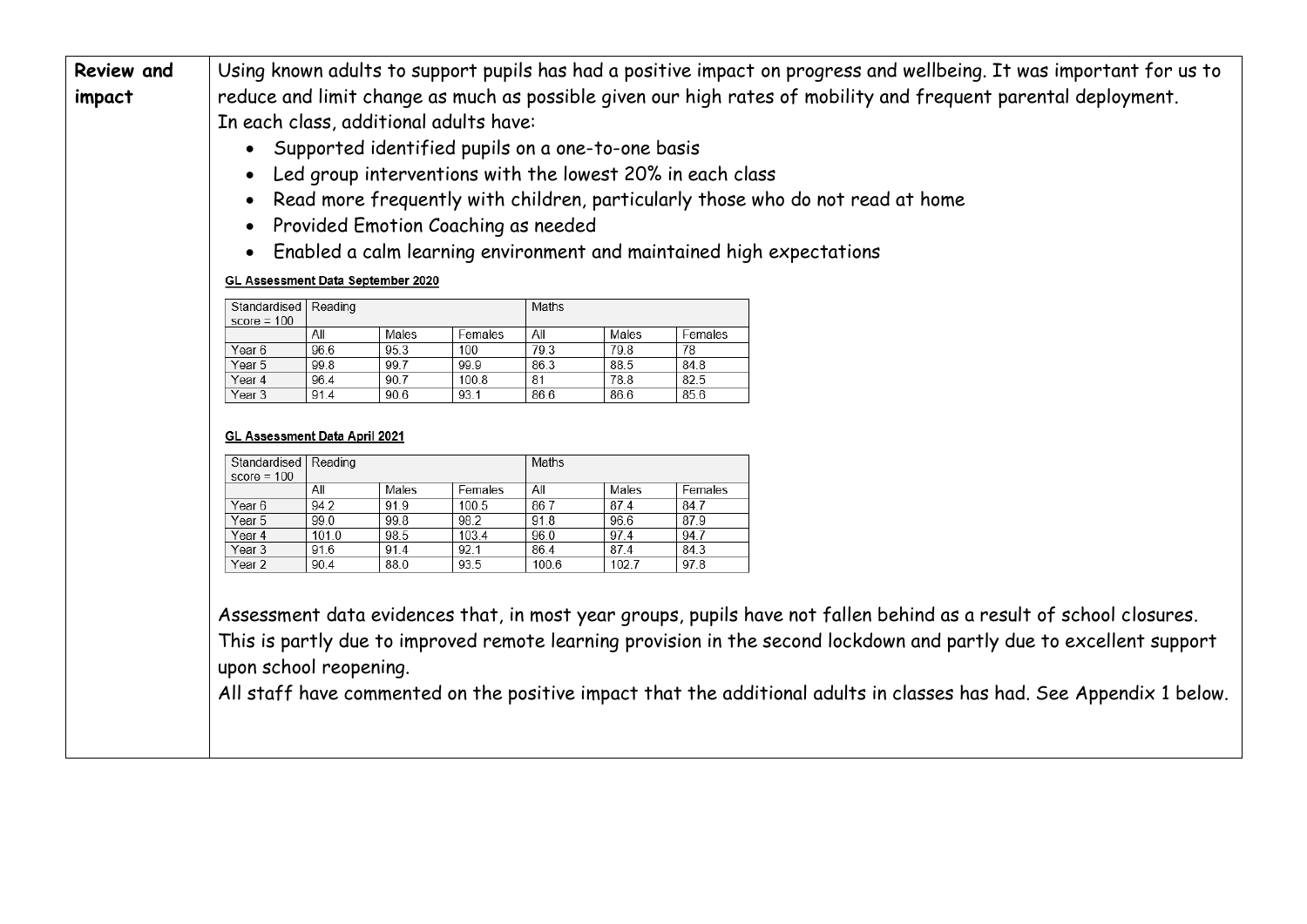| Review and impact | Using known adults to support pupils has had a positive impact on progress and wellbeing. It was important for us to reduce and limit change as much as possible given our high rates of mobility and frequent parental deployment. In each class, additional adults have: |
|---|---|

Using known adults to support pupils has had a positive impact on progress and wellbeing. It was important for us to reduce and limit change as much as possible given our high rates of mobility and frequent parental deployment.

In each class, additional adults have:

- Supported identified pupils on a one-to-one basis
- Led group interventions with the lowest 20% in each class
- Read more frequently with children, particularly those who do not read at home
- Provided Emotion Coaching as needed
- Enabled a calm learning environment and maintained high expectations

**GL Assessment Data September 2020**

| Standardised score = 100 | Reading | | | Maths | | |
|---|---|---|---|---|---|---|
| | All | Males | Females | All | Males | Females |
| Year 6 | 96.6 | 95.3 | 100 | 79.3 | 79.8 | 78 |
| Year 5 | 99.8 | 99.7 | 99.9 | 86.3 | 88.5 | 84.8 |
| Year 4 | 96.4 | 90.7 | 100.8 | 81 | 78.8 | 82.5 |
| Year 3 | 91.4 | 90.6 | 93.1 | 86.6 | 86.6 | 85.6 |

**GL Assessment Data April 2021**

| Standardised score = 100 | Reading | | | Maths | | |
|---|---|---|---|---|---|---|
| | All | Males | Females | All | Males | Females |
| Year 6 | 94.2 | 91.9 | 100.5 | 86.7 | 87.4 | 84.7 |
| Year 5 | 99.0 | 99.8 | 98.2 | 91.8 | 96.6 | 87.9 |
| Year 4 | 101.0 | 98.5 | 103.4 | 96.0 | 97.4 | 94.7 |
| Year 3 | 91.6 | 91.4 | 92.1 | 86.4 | 87.4 | 84.3 |
| Year 2 | 90.4 | 88.0 | 93.5 | 100.6 | 102.7 | 97.8 |

Assessment data evidences that, in most year groups, pupils have not fallen behind as a result of school closures. This is partly due to improved remote learning provision in the second lockdown and partly due to excellent support upon school reopening.

All staff have commented on the positive impact that the additional adults in classes has had. See Appendix 1 below.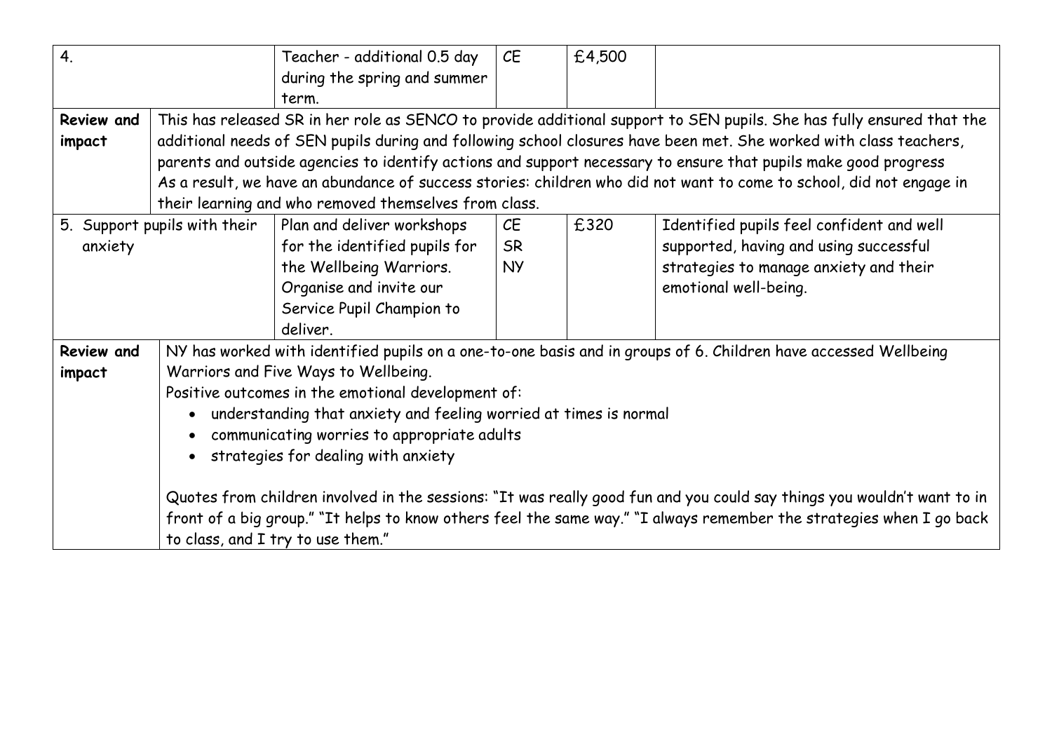| | | | | |
|---|---|---|---|---|
| 4. | Teacher - additional 0.5 day during the spring and summer term. | CE | £4,500 | |
| **Review and impact** | This has released SR in her role as SENCO to provide additional support to SEN pupils. She has fully ensured that the additional needs of SEN pupils during and following school closures have been met. She worked with class teachers, parents and outside agencies to identify actions and support necessary to ensure that pupils make good progress<br>As a result, we have an abundance of success stories: children who did not want to come to school, did not engage in their learning and who removed themselves from class. | | | |
| 5. Support pupils with their anxiety | Plan and deliver workshops for the identified pupils for the Wellbeing Warriors. Organise and invite our Service Pupil Champion to deliver. | CE<br>SR<br>NY | £320 | Identified pupils feel confident and well supported, having and using successful strategies to manage anxiety and their emotional well-being. |
| **Review and impact** | NY has worked with identified pupils on a one-to-one basis and in groups of 6. Children have accessed Wellbeing Warriors and Five Ways to Wellbeing.<br>Positive outcomes in the emotional development of:<br>• understanding that anxiety and feeling worried at times is normal<br>• communicating worries to appropriate adults<br>• strategies for dealing with anxiety<br><br>Quotes from children involved in the sessions: "It was really good fun and you could say things you wouldn't want to in front of a big group." "It helps to know others feel the same way." "I always remember the strategies when I go back to class, and I try to use them." | | | |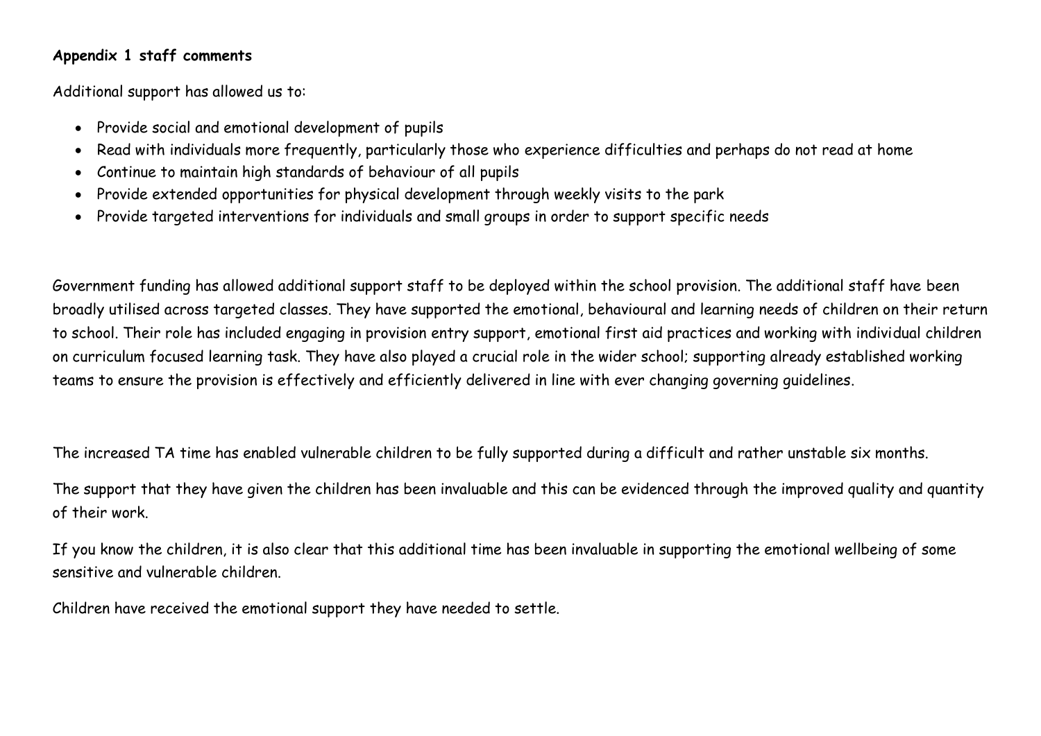**Appendix 1 staff comments**

Additional support has allowed us to:

- Provide social and emotional development of pupils
- Read with individuals more frequently, particularly those who experience difficulties and perhaps do not read at home
- Continue to maintain high standards of behaviour of all pupils
- Provide extended opportunities for physical development through weekly visits to the park
- Provide targeted interventions for individuals and small groups in order to support specific needs

Government funding has allowed additional support staff to be deployed within the school provision. The additional staff have been broadly utilised across targeted classes. They have supported the emotional, behavioural and learning needs of children on their return to school. Their role has included engaging in provision entry support, emotional first aid practices and working with individual children on curriculum focused learning task. They have also played a crucial role in the wider school; supporting already established working teams to ensure the provision is effectively and efficiently delivered in line with ever changing governing guidelines.

The increased TA time has enabled vulnerable children to be fully supported during a difficult and rather unstable six months.

The support that they have given the children has been invaluable and this can be evidenced through the improved quality and quantity of their work.

If you know the children, it is also clear that this additional time has been invaluable in supporting the emotional wellbeing of some sensitive and vulnerable children.

Children have received the emotional support they have needed to settle.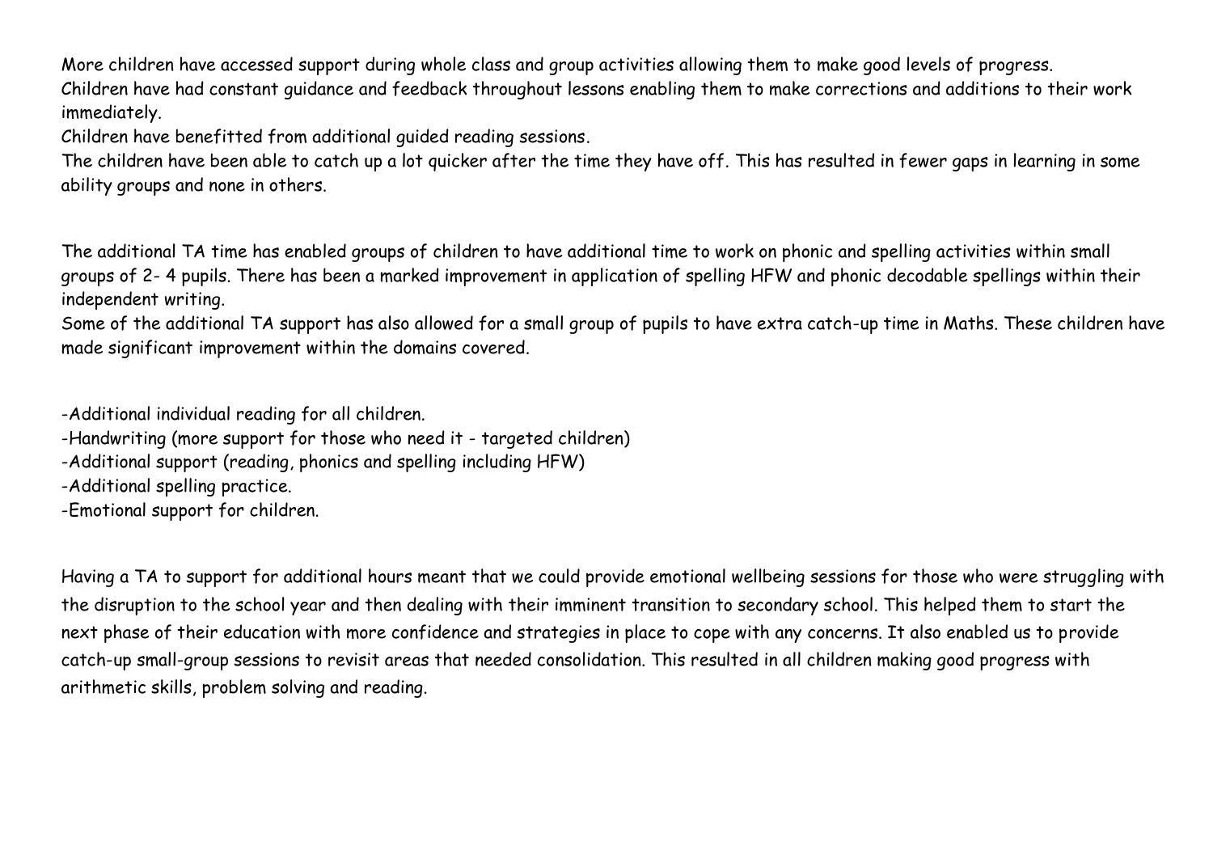More children have accessed support during whole class and group activities allowing them to make good levels of progress.
Children have had constant guidance and feedback throughout lessons enabling them to make corrections and additions to their work immediately.
Children have benefitted from additional guided reading sessions.
The children have been able to catch up a lot quicker after the time they have off. This has resulted in fewer gaps in learning in some ability groups and none in others.

The additional TA time has enabled groups of children to have additional time to work on phonic and spelling activities within small groups of 2- 4 pupils. There has been a marked improvement in application of spelling HFW and phonic decodable spellings within their independent writing.
Some of the additional TA support has also allowed for a small group of pupils to have extra catch-up time in Maths. These children have made significant improvement within the domains covered.

-Additional individual reading for all children.
-Handwriting (more support for those who need it - targeted children)
-Additional support (reading, phonics and spelling including HFW)
-Additional spelling practice.
-Emotional support for children.

Having a TA to support for additional hours meant that we could provide emotional wellbeing sessions for those who were struggling with the disruption to the school year and then dealing with their imminent transition to secondary school. This helped them to start the next phase of their education with more confidence and strategies in place to cope with any concerns. It also enabled us to provide catch-up small-group sessions to revisit areas that needed consolidation. This resulted in all children making good progress with arithmetic skills, problem solving and reading.